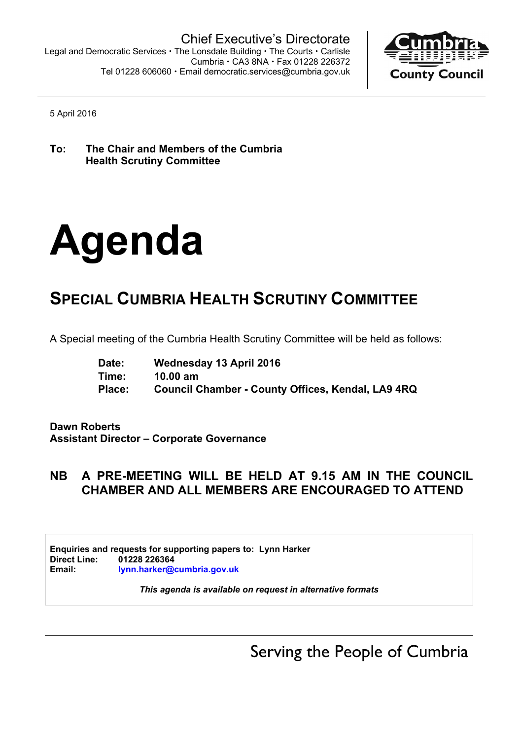Chief Executive's Directorate

Legal and Democratic Services • The Lonsdale Building • The Courts • Carlisle
Cumbria • CA3 8NA • Fax 01228 226372
Tel 01228 606060 • Email democratic.services@cumbria.gov.uk

Cumbria County Council

5 April 2016

**To: The Chair and Members of the Cumbria Health Scrutiny Committee**

# Agenda

## SPECIAL CUMBRIA HEALTH SCRUTINY COMMITTEE

A Special meeting of the Cumbria Health Scrutiny Committee will be held as follows:

**Date:** **Wednesday 13 April 2016**
**Time:** **10.00 am**
**Place:** **Council Chamber - County Offices, Kendal, LA9 4RQ**

**Dawn Roberts**
**Assistant Director – Corporate Governance**

**NB A PRE-MEETING WILL BE HELD AT 9.15 AM IN THE COUNCIL CHAMBER AND ALL MEMBERS ARE ENCOURAGED TO ATTEND**

**Enquiries and requests for supporting papers to: Lynn Harker**
**Direct Line:** **01228 226364**
**Email:** **lynn.harker@cumbria.gov.uk**

***This agenda is available on request in alternative formats***

Serving the People of Cumbria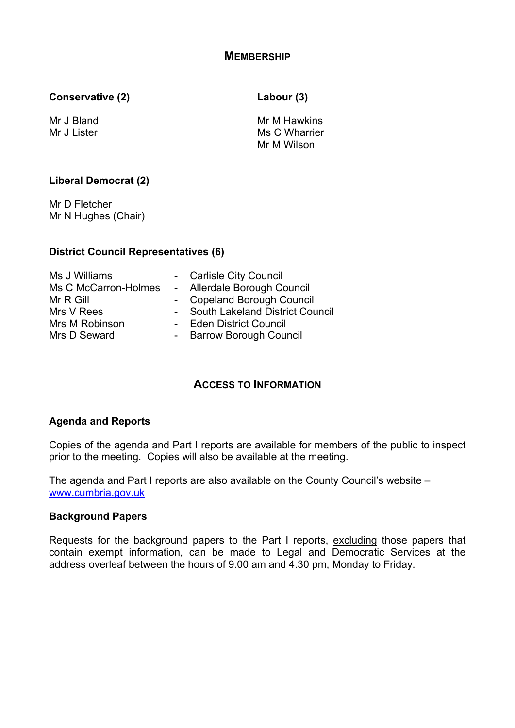## Membership

**Conservative (2)**

Mr J Bland
Mr J Lister

**Labour (3)**

Mr M Hawkins
Ms C Wharrier
Mr M Wilson

**Liberal Democrat (2)**

Mr D Fletcher
Mr N Hughes (Chair)

**District Council Representatives (6)**

| | | |
|---|---|---|
| Ms J Williams | - | Carlisle City Council |
| Ms C McCarron-Holmes | - | Allerdale Borough Council |
| Mr R Gill | - | Copeland Borough Council |
| Mrs V Rees | - | South Lakeland District Council |
| Mrs M Robinson | - | Eden District Council |
| Mrs D Seward | - | Barrow Borough Council |

## Access to Information

**Agenda and Reports**

Copies of the agenda and Part I reports are available for members of the public to inspect prior to the meeting. Copies will also be available at the meeting.

The agenda and Part I reports are also available on the County Council's website – www.cumbria.gov.uk

**Background Papers**

Requests for the background papers to the Part I reports, excluding those papers that contain exempt information, can be made to Legal and Democratic Services at the address overleaf between the hours of 9.00 am and 4.30 pm, Monday to Friday.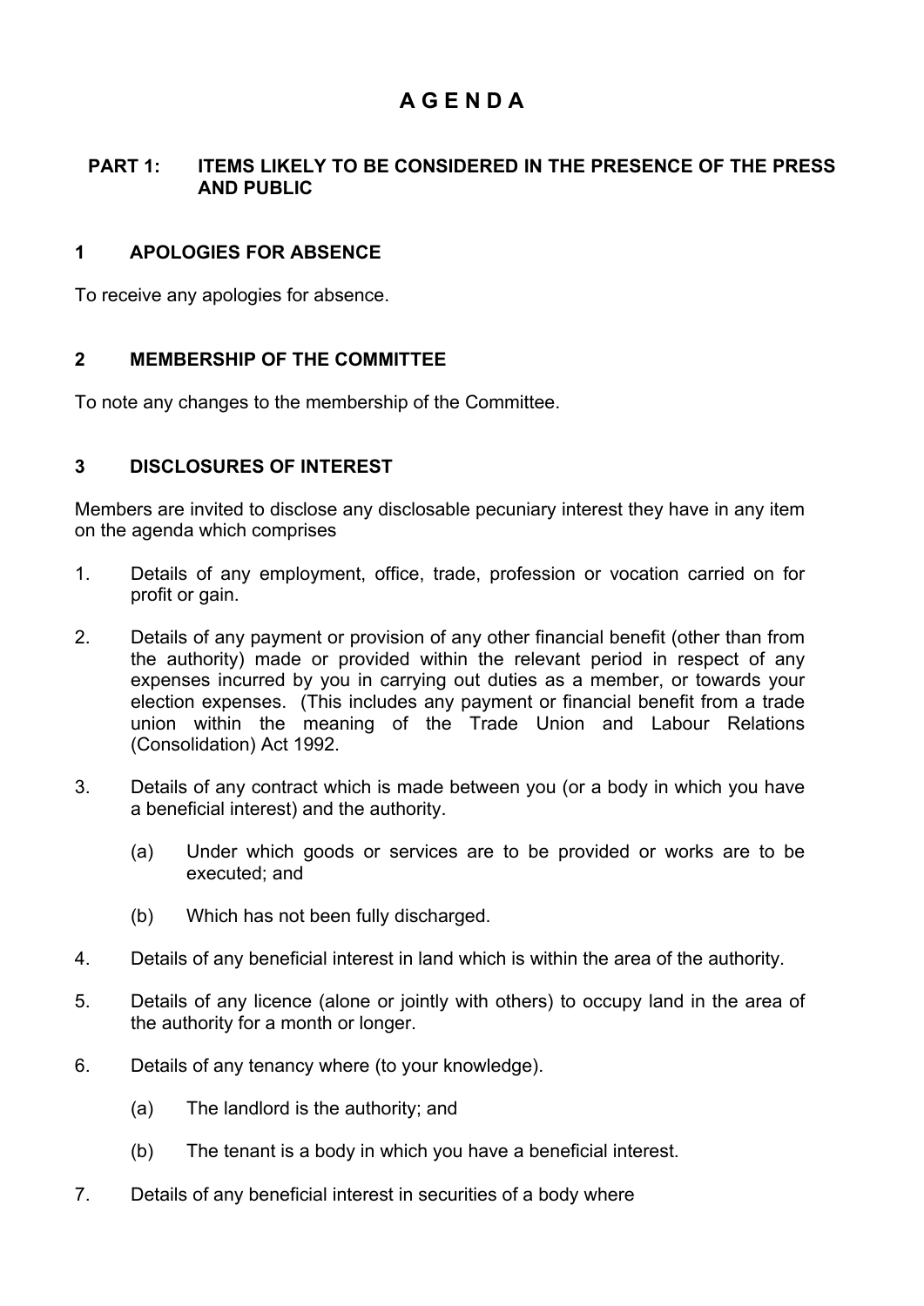# A G E N D A

## PART 1: ITEMS LIKELY TO BE CONSIDERED IN THE PRESENCE OF THE PRESS AND PUBLIC

### 1 APOLOGIES FOR ABSENCE

To receive any apologies for absence.

### 2 MEMBERSHIP OF THE COMMITTEE

To note any changes to the membership of the Committee.

### 3 DISCLOSURES OF INTEREST

Members are invited to disclose any disclosable pecuniary interest they have in any item on the agenda which comprises

1. Details of any employment, office, trade, profession or vocation carried on for profit or gain.

2. Details of any payment or provision of any other financial benefit (other than from the authority) made or provided within the relevant period in respect of any expenses incurred by you in carrying out duties as a member, or towards your election expenses. (This includes any payment or financial benefit from a trade union within the meaning of the Trade Union and Labour Relations (Consolidation) Act 1992.

3. Details of any contract which is made between you (or a body in which you have a beneficial interest) and the authority.

   (a) Under which goods or services are to be provided or works are to be executed; and

   (b) Which has not been fully discharged.

4. Details of any beneficial interest in land which is within the area of the authority.

5. Details of any licence (alone or jointly with others) to occupy land in the area of the authority for a month or longer.

6. Details of any tenancy where (to your knowledge).

   (a) The landlord is the authority; and

   (b) The tenant is a body in which you have a beneficial interest.

7. Details of any beneficial interest in securities of a body where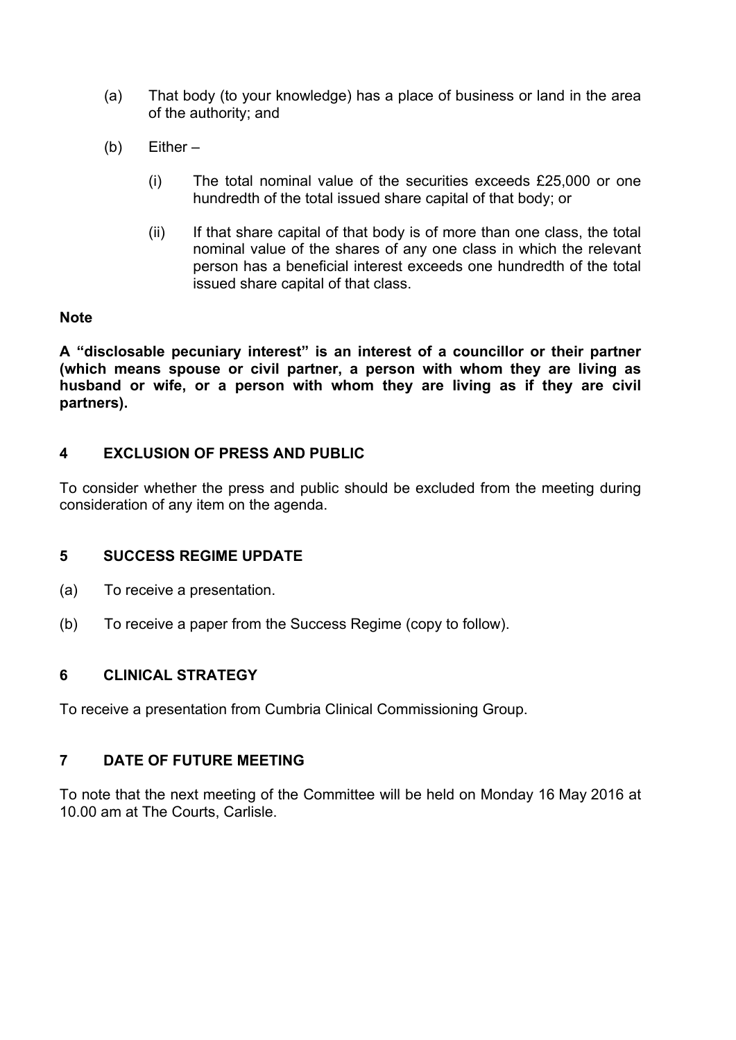(a) That body (to your knowledge) has a place of business or land in the area of the authority; and

(b) Either –

   (i) The total nominal value of the securities exceeds £25,000 or one hundredth of the total issued share capital of that body; or

   (ii) If that share capital of that body is of more than one class, the total nominal value of the shares of any one class in which the relevant person has a beneficial interest exceeds one hundredth of the total issued share capital of that class.

**Note**

**A "disclosable pecuniary interest" is an interest of a councillor or their partner (which means spouse or civil partner, a person with whom they are living as husband or wife, or a person with whom they are living as if they are civil partners).**

## 4 EXCLUSION OF PRESS AND PUBLIC

To consider whether the press and public should be excluded from the meeting during consideration of any item on the agenda.

## 5 SUCCESS REGIME UPDATE

(a) To receive a presentation.

(b) To receive a paper from the Success Regime (copy to follow).

## 6 CLINICAL STRATEGY

To receive a presentation from Cumbria Clinical Commissioning Group.

## 7 DATE OF FUTURE MEETING

To note that the next meeting of the Committee will be held on Monday 16 May 2016 at 10.00 am at The Courts, Carlisle.